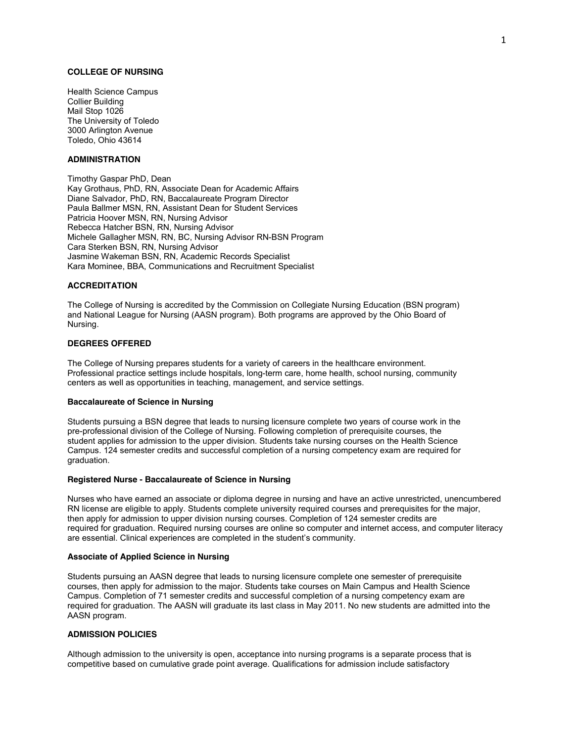## COLLEGE OF NURSING

Health Science Campus
Collier Building
Mail Stop 1026
The University of Toledo
3000 Arlington Avenue
Toledo, Ohio 43614

## ADMINISTRATION

Timothy Gaspar PhD, Dean
Kay Grothaus, PhD, RN, Associate Dean for Academic Affairs
Diane Salvador, PhD, RN, Baccalaureate Program Director
Paula Ballmer MSN, RN, Assistant Dean for Student Services
Patricia Hoover MSN, RN, Nursing Advisor
Rebecca Hatcher BSN, RN, Nursing Advisor
Michele Gallagher MSN, RN, BC, Nursing Advisor RN-BSN Program
Cara Sterken BSN, RN, Nursing Advisor
Jasmine Wakeman BSN, RN, Academic Records Specialist
Kara Mominee, BBA, Communications and Recruitment Specialist

## ACCREDITATION

The College of Nursing is accredited by the Commission on Collegiate Nursing Education (BSN program) and National League for Nursing (AASN program). Both programs are approved by the Ohio Board of Nursing.

## DEGREES OFFERED

The College of Nursing prepares students for a variety of careers in the healthcare environment. Professional practice settings include hospitals, long-term care, home health, school nursing, community centers as well as opportunities in teaching, management, and service settings.

### Baccalaureate of Science in Nursing

Students pursuing a BSN degree that leads to nursing licensure complete two years of course work in the pre-professional division of the College of Nursing. Following completion of prerequisite courses, the student applies for admission to the upper division. Students take nursing courses on the Health Science Campus. 124 semester credits and successful completion of a nursing competency exam are required for graduation.

### Registered Nurse - Baccalaureate of Science in Nursing

Nurses who have earned an associate or diploma degree in nursing and have an active unrestricted, unencumbered RN license are eligible to apply. Students complete university required courses and prerequisites for the major, then apply for admission to upper division nursing courses. Completion of 124 semester credits are required for graduation. Required nursing courses are online so computer and internet access, and computer literacy are essential. Clinical experiences are completed in the student's community.

### Associate of Applied Science in Nursing

Students pursuing an AASN degree that leads to nursing licensure complete one semester of prerequisite courses, then apply for admission to the major. Students take courses on Main Campus and Health Science Campus. Completion of 71 semester credits and successful completion of a nursing competency exam are required for graduation. The AASN will graduate its last class in May 2011. No new students are admitted into the AASN program.

## ADMISSION POLICIES

Although admission to the university is open, acceptance into nursing programs is a separate process that is competitive based on cumulative grade point average. Qualifications for admission include satisfactory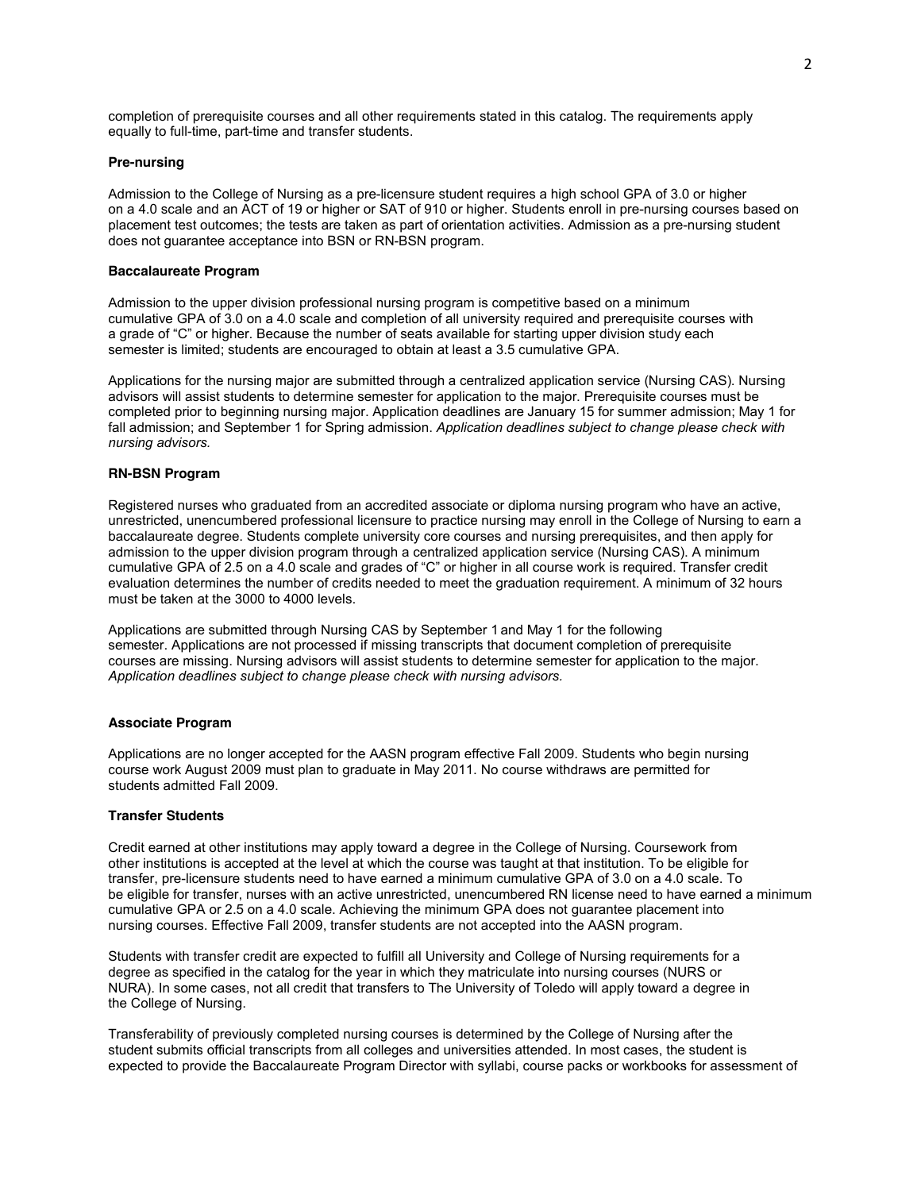completion of prerequisite courses and all other requirements stated in this catalog. The requirements apply equally to full-time, part-time and transfer students.

**Pre-nursing**

Admission to the College of Nursing as a pre-licensure student requires a high school GPA of 3.0 or higher on a 4.0 scale and an ACT of 19 or higher or SAT of 910 or higher. Students enroll in pre-nursing courses based on placement test outcomes; the tests are taken as part of orientation activities. Admission as a pre-nursing student does not guarantee acceptance into BSN or RN-BSN program.

**Baccalaureate Program**

Admission to the upper division professional nursing program is competitive based on a minimum cumulative GPA of 3.0 on a 4.0 scale and completion of all university required and prerequisite courses with a grade of "C" or higher. Because the number of seats available for starting upper division study each semester is limited; students are encouraged to obtain at least a 3.5 cumulative GPA.

Applications for the nursing major are submitted through a centralized application service (Nursing CAS). Nursing advisors will assist students to determine semester for application to the major. Prerequisite courses must be completed prior to beginning nursing major. Application deadlines are January 15 for summer admission; May 1 for fall admission; and September 1 for Spring admission. *Application deadlines subject to change please check with nursing advisors.*

**RN-BSN Program**

Registered nurses who graduated from an accredited associate or diploma nursing program who have an active, unrestricted, unencumbered professional licensure to practice nursing may enroll in the College of Nursing to earn a baccalaureate degree. Students complete university core courses and nursing prerequisites, and then apply for admission to the upper division program through a centralized application service (Nursing CAS). A minimum cumulative GPA of 2.5 on a 4.0 scale and grades of "C" or higher in all course work is required. Transfer credit evaluation determines the number of credits needed to meet the graduation requirement. A minimum of 32 hours must be taken at the 3000 to 4000 levels.

Applications are submitted through Nursing CAS by September 1 and May 1 for the following semester. Applications are not processed if missing transcripts that document completion of prerequisite courses are missing. Nursing advisors will assist students to determine semester for application to the major. *Application deadlines subject to change please check with nursing advisors.*

**Associate Program**

Applications are no longer accepted for the AASN program effective Fall 2009. Students who begin nursing course work August 2009 must plan to graduate in May 2011. No course withdraws are permitted for students admitted Fall 2009.

**Transfer Students**

Credit earned at other institutions may apply toward a degree in the College of Nursing. Coursework from other institutions is accepted at the level at which the course was taught at that institution. To be eligible for transfer, pre-licensure students need to have earned a minimum cumulative GPA of 3.0 on a 4.0 scale. To be eligible for transfer, nurses with an active unrestricted, unencumbered RN license need to have earned a minimum cumulative GPA or 2.5 on a 4.0 scale. Achieving the minimum GPA does not guarantee placement into nursing courses. Effective Fall 2009, transfer students are not accepted into the AASN program.

Students with transfer credit are expected to fulfill all University and College of Nursing requirements for a degree as specified in the catalog for the year in which they matriculate into nursing courses (NURS or NURA). In some cases, not all credit that transfers to The University of Toledo will apply toward a degree in the College of Nursing.

Transferability of previously completed nursing courses is determined by the College of Nursing after the student submits official transcripts from all colleges and universities attended. In most cases, the student is expected to provide the Baccalaureate Program Director with syllabi, course packs or workbooks for assessment of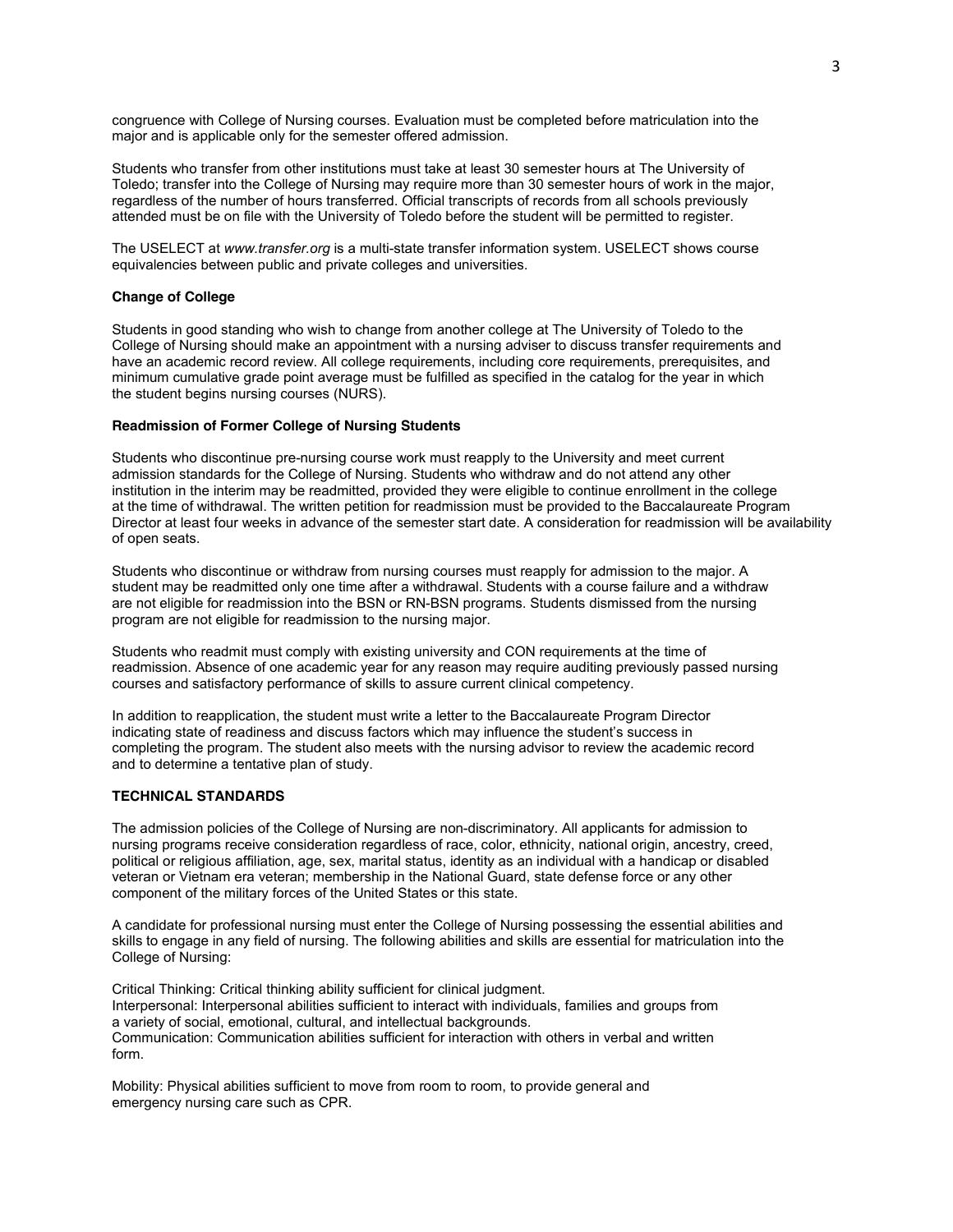congruence with College of Nursing courses. Evaluation must be completed before matriculation into the major and is applicable only for the semester offered admission.

Students who transfer from other institutions must take at least 30 semester hours at The University of Toledo; transfer into the College of Nursing may require more than 30 semester hours of work in the major, regardless of the number of hours transferred. Official transcripts of records from all schools previously attended must be on file with the University of Toledo before the student will be permitted to register.

The USELECT at *www.transfer.org* is a multi-state transfer information system. USELECT shows course equivalencies between public and private colleges and universities.

**Change of College**

Students in good standing who wish to change from another college at The University of Toledo to the College of Nursing should make an appointment with a nursing adviser to discuss transfer requirements and have an academic record review. All college requirements, including core requirements, prerequisites, and minimum cumulative grade point average must be fulfilled as specified in the catalog for the year in which the student begins nursing courses (NURS).

**Readmission of Former College of Nursing Students**

Students who discontinue pre-nursing course work must reapply to the University and meet current admission standards for the College of Nursing. Students who withdraw and do not attend any other institution in the interim may be readmitted, provided they were eligible to continue enrollment in the college at the time of withdrawal. The written petition for readmission must be provided to the Baccalaureate Program Director at least four weeks in advance of the semester start date. A consideration for readmission will be availability of open seats.

Students who discontinue or withdraw from nursing courses must reapply for admission to the major. A student may be readmitted only one time after a withdrawal. Students with a course failure and a withdraw are not eligible for readmission into the BSN or RN-BSN programs. Students dismissed from the nursing program are not eligible for readmission to the nursing major.

Students who readmit must comply with existing university and CON requirements at the time of readmission. Absence of one academic year for any reason may require auditing previously passed nursing courses and satisfactory performance of skills to assure current clinical competency.

In addition to reapplication, the student must write a letter to the Baccalaureate Program Director indicating state of readiness and discuss factors which may influence the student's success in completing the program. The student also meets with the nursing advisor to review the academic record and to determine a tentative plan of study.

**TECHNICAL STANDARDS**

The admission policies of the College of Nursing are non-discriminatory. All applicants for admission to nursing programs receive consideration regardless of race, color, ethnicity, national origin, ancestry, creed, political or religious affiliation, age, sex, marital status, identity as an individual with a handicap or disabled veteran or Vietnam era veteran; membership in the National Guard, state defense force or any other component of the military forces of the United States or this state.

A candidate for professional nursing must enter the College of Nursing possessing the essential abilities and skills to engage in any field of nursing. The following abilities and skills are essential for matriculation into the College of Nursing:

Critical Thinking: Critical thinking ability sufficient for clinical judgment.
Interpersonal: Interpersonal abilities sufficient to interact with individuals, families and groups from a variety of social, emotional, cultural, and intellectual backgrounds.
Communication: Communication abilities sufficient for interaction with others in verbal and written form.

Mobility: Physical abilities sufficient to move from room to room, to provide general and emergency nursing care such as CPR.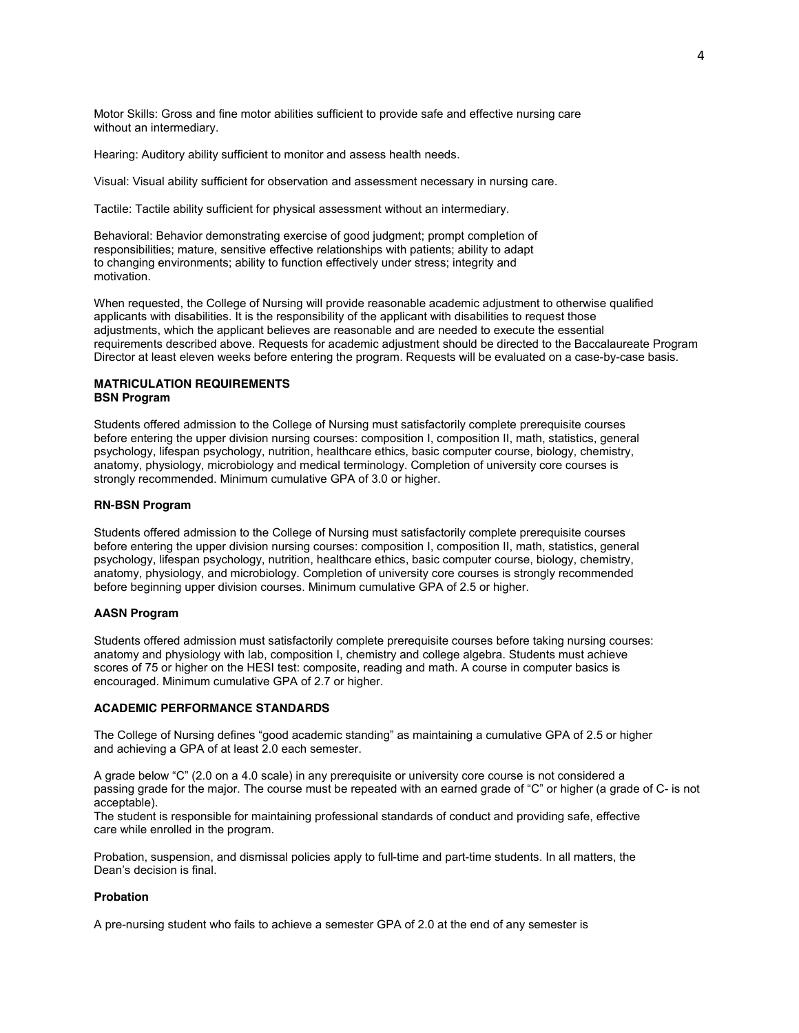Motor Skills: Gross and fine motor abilities sufficient to provide safe and effective nursing care without an intermediary.

Hearing: Auditory ability sufficient to monitor and assess health needs.

Visual: Visual ability sufficient for observation and assessment necessary in nursing care.

Tactile: Tactile ability sufficient for physical assessment without an intermediary.

Behavioral: Behavior demonstrating exercise of good judgment; prompt completion of responsibilities; mature, sensitive effective relationships with patients; ability to adapt to changing environments; ability to function effectively under stress; integrity and motivation.

When requested, the College of Nursing will provide reasonable academic adjustment to otherwise qualified applicants with disabilities. It is the responsibility of the applicant with disabilities to request those adjustments, which the applicant believes are reasonable and are needed to execute the essential requirements described above. Requests for academic adjustment should be directed to the Baccalaureate Program Director at least eleven weeks before entering the program. Requests will be evaluated on a case-by-case basis.

## MATRICULATION REQUIREMENTS

### BSN Program

Students offered admission to the College of Nursing must satisfactorily complete prerequisite courses before entering the upper division nursing courses: composition I, composition II, math, statistics, general psychology, lifespan psychology, nutrition, healthcare ethics, basic computer course, biology, chemistry, anatomy, physiology, microbiology and medical terminology. Completion of university core courses is strongly recommended. Minimum cumulative GPA of 3.0 or higher.

### RN-BSN Program

Students offered admission to the College of Nursing must satisfactorily complete prerequisite courses before entering the upper division nursing courses: composition I, composition II, math, statistics, general psychology, lifespan psychology, nutrition, healthcare ethics, basic computer course, biology, chemistry, anatomy, physiology, and microbiology. Completion of university core courses is strongly recommended before beginning upper division courses. Minimum cumulative GPA of 2.5 or higher.

### AASN Program

Students offered admission must satisfactorily complete prerequisite courses before taking nursing courses: anatomy and physiology with lab, composition I, chemistry and college algebra. Students must achieve scores of 75 or higher on the HESI test: composite, reading and math. A course in computer basics is encouraged. Minimum cumulative GPA of 2.7 or higher.

## ACADEMIC PERFORMANCE STANDARDS

The College of Nursing defines "good academic standing" as maintaining a cumulative GPA of 2.5 or higher and achieving a GPA of at least 2.0 each semester.

A grade below "C" (2.0 on a 4.0 scale) in any prerequisite or university core course is not considered a passing grade for the major. The course must be repeated with an earned grade of "C" or higher (a grade of C- is not acceptable).

The student is responsible for maintaining professional standards of conduct and providing safe, effective care while enrolled in the program.

Probation, suspension, and dismissal policies apply to full-time and part-time students. In all matters, the Dean's decision is final.

### Probation

A pre-nursing student who fails to achieve a semester GPA of 2.0 at the end of any semester is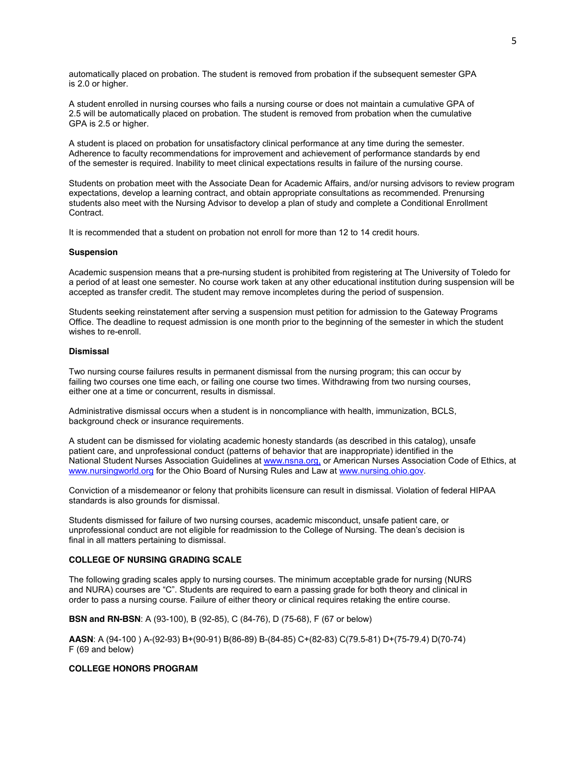automatically placed on probation. The student is removed from probation if the subsequent semester GPA is 2.0 or higher.

A student enrolled in nursing courses who fails a nursing course or does not maintain a cumulative GPA of 2.5 will be automatically placed on probation. The student is removed from probation when the cumulative GPA is 2.5 or higher.

A student is placed on probation for unsatisfactory clinical performance at any time during the semester. Adherence to faculty recommendations for improvement and achievement of performance standards by end of the semester is required. Inability to meet clinical expectations results in failure of the nursing course.

Students on probation meet with the Associate Dean for Academic Affairs, and/or nursing advisors to review program expectations, develop a learning contract, and obtain appropriate consultations as recommended. Prenursing students also meet with the Nursing Advisor to develop a plan of study and complete a Conditional Enrollment Contract.

It is recommended that a student on probation not enroll for more than 12 to 14 credit hours.

**Suspension**

Academic suspension means that a pre-nursing student is prohibited from registering at The University of Toledo for a period of at least one semester. No course work taken at any other educational institution during suspension will be accepted as transfer credit. The student may remove incompletes during the period of suspension.

Students seeking reinstatement after serving a suspension must petition for admission to the Gateway Programs Office. The deadline to request admission is one month prior to the beginning of the semester in which the student wishes to re-enroll.

**Dismissal**

Two nursing course failures results in permanent dismissal from the nursing program; this can occur by failing two courses one time each, or failing one course two times. Withdrawing from two nursing courses, either one at a time or concurrent, results in dismissal.

Administrative dismissal occurs when a student is in noncompliance with health, immunization, BCLS, background check or insurance requirements.

A student can be dismissed for violating academic honesty standards (as described in this catalog), unsafe patient care, and unprofessional conduct (patterns of behavior that are inappropriate) identified in the National Student Nurses Association Guidelines at www.nsna.org, or American Nurses Association Code of Ethics, at www.nursingworld.org for the Ohio Board of Nursing Rules and Law at www.nursing.ohio.gov.

Conviction of a misdemeanor or felony that prohibits licensure can result in dismissal. Violation of federal HIPAA standards is also grounds for dismissal.

Students dismissed for failure of two nursing courses, academic misconduct, unsafe patient care, or unprofessional conduct are not eligible for readmission to the College of Nursing. The dean's decision is final in all matters pertaining to dismissal.

## COLLEGE OF NURSING GRADING SCALE

The following grading scales apply to nursing courses. The minimum acceptable grade for nursing (NURS and NURA) courses are "C". Students are required to earn a passing grade for both theory and clinical in order to pass a nursing course. Failure of either theory or clinical requires retaking the entire course.

**BSN and RN-BSN**: A (93-100), B (92-85), C (84-76), D (75-68), F (67 or below)

**AASN**: A (94-100 ) A-(92-93) B+(90-91) B(86-89) B-(84-85) C+(82-83) C(79.5-81) D+(75-79.4) D(70-74) F (69 and below)

## COLLEGE HONORS PROGRAM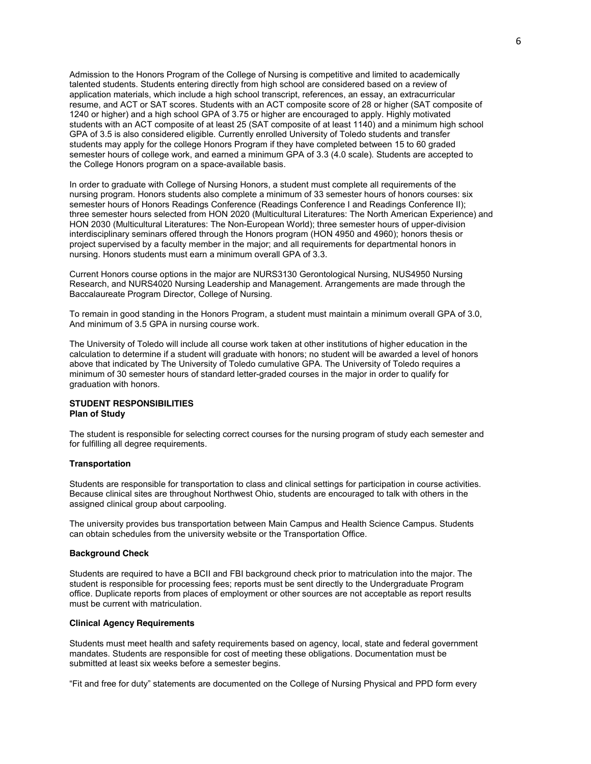Admission to the Honors Program of the College of Nursing is competitive and limited to academically talented students. Students entering directly from high school are considered based on a review of application materials, which include a high school transcript, references, an essay, an extracurricular resume, and ACT or SAT scores. Students with an ACT composite score of 28 or higher (SAT composite of 1240 or higher) and a high school GPA of 3.75 or higher are encouraged to apply. Highly motivated students with an ACT composite of at least 25 (SAT composite of at least 1140) and a minimum high school GPA of 3.5 is also considered eligible. Currently enrolled University of Toledo students and transfer students may apply for the college Honors Program if they have completed between 15 to 60 graded semester hours of college work, and earned a minimum GPA of 3.3 (4.0 scale). Students are accepted to the College Honors program on a space-available basis.

In order to graduate with College of Nursing Honors, a student must complete all requirements of the nursing program. Honors students also complete a minimum of 33 semester hours of honors courses: six semester hours of Honors Readings Conference (Readings Conference I and Readings Conference II); three semester hours selected from HON 2020 (Multicultural Literatures: The North American Experience) and HON 2030 (Multicultural Literatures: The Non-European World); three semester hours of upper-division interdisciplinary seminars offered through the Honors program (HON 4950 and 4960); honors thesis or project supervised by a faculty member in the major; and all requirements for departmental honors in nursing. Honors students must earn a minimum overall GPA of 3.3.

Current Honors course options in the major are NURS3130 Gerontological Nursing, NUS4950 Nursing Research, and NURS4020 Nursing Leadership and Management. Arrangements are made through the Baccalaureate Program Director, College of Nursing.

To remain in good standing in the Honors Program, a student must maintain a minimum overall GPA of 3.0, And minimum of 3.5 GPA in nursing course work.

The University of Toledo will include all course work taken at other institutions of higher education in the calculation to determine if a student will graduate with honors; no student will be awarded a level of honors above that indicated by The University of Toledo cumulative GPA. The University of Toledo requires a minimum of 30 semester hours of standard letter-graded courses in the major in order to qualify for graduation with honors.

## STUDENT RESPONSIBILITIES

### Plan of Study

The student is responsible for selecting correct courses for the nursing program of study each semester and for fulfilling all degree requirements.

### Transportation

Students are responsible for transportation to class and clinical settings for participation in course activities. Because clinical sites are throughout Northwest Ohio, students are encouraged to talk with others in the assigned clinical group about carpooling.

The university provides bus transportation between Main Campus and Health Science Campus. Students can obtain schedules from the university website or the Transportation Office.

### Background Check

Students are required to have a BCII and FBI background check prior to matriculation into the major. The student is responsible for processing fees; reports must be sent directly to the Undergraduate Program office. Duplicate reports from places of employment or other sources are not acceptable as report results must be current with matriculation.

### Clinical Agency Requirements

Students must meet health and safety requirements based on agency, local, state and federal government mandates. Students are responsible for cost of meeting these obligations. Documentation must be submitted at least six weeks before a semester begins.

“Fit and free for duty” statements are documented on the College of Nursing Physical and PPD form every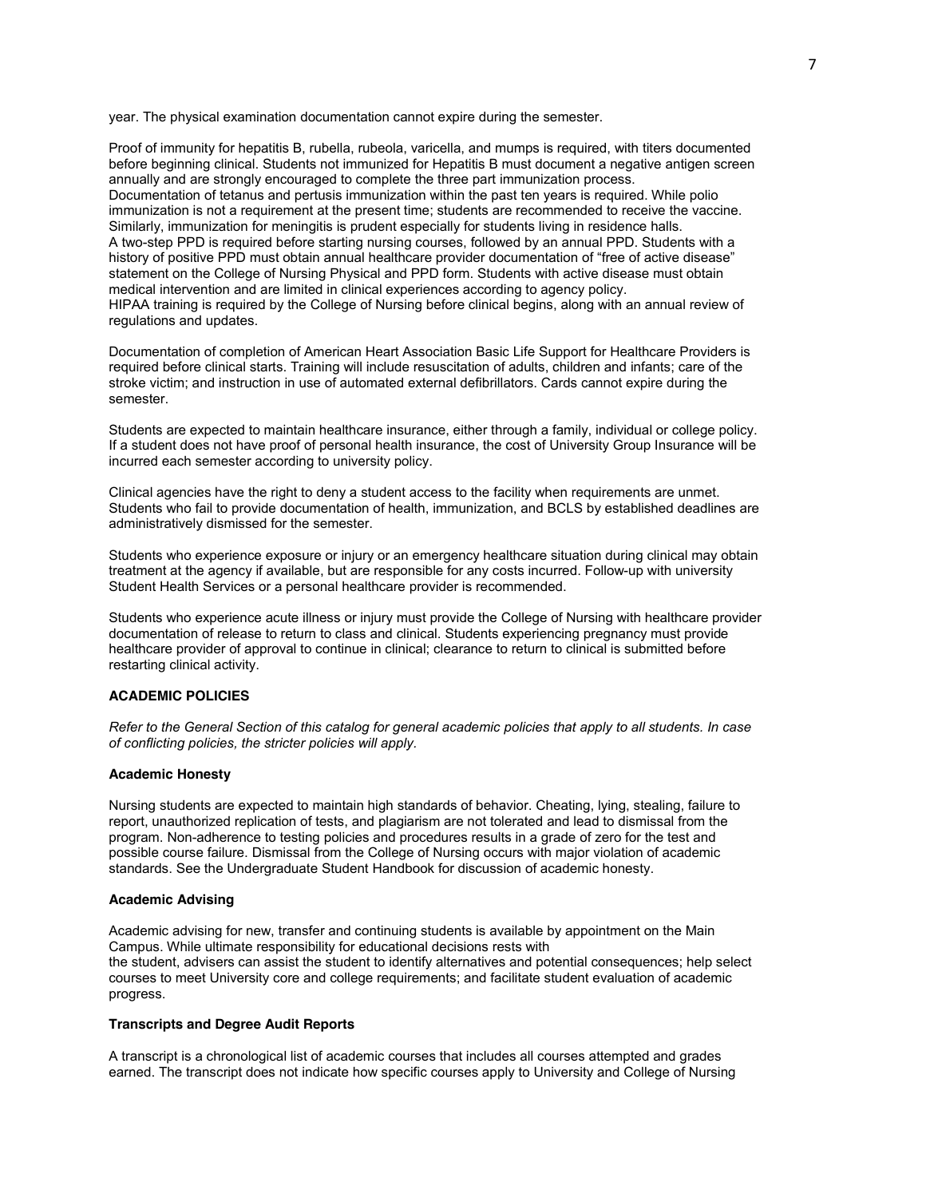year. The physical examination documentation cannot expire during the semester.

Proof of immunity for hepatitis B, rubella, rubeola, varicella, and mumps is required, with titers documented before beginning clinical. Students not immunized for Hepatitis B must document a negative antigen screen annually and are strongly encouraged to complete the three part immunization process.
Documentation of tetanus and pertusis immunization within the past ten years is required. While polio immunization is not a requirement at the present time; students are recommended to receive the vaccine. Similarly, immunization for meningitis is prudent especially for students living in residence halls.
A two-step PPD is required before starting nursing courses, followed by an annual PPD. Students with a history of positive PPD must obtain annual healthcare provider documentation of "free of active disease" statement on the College of Nursing Physical and PPD form. Students with active disease must obtain medical intervention and are limited in clinical experiences according to agency policy.
HIPAA training is required by the College of Nursing before clinical begins, along with an annual review of regulations and updates.

Documentation of completion of American Heart Association Basic Life Support for Healthcare Providers is required before clinical starts. Training will include resuscitation of adults, children and infants; care of the stroke victim; and instruction in use of automated external defibrillators. Cards cannot expire during the semester.

Students are expected to maintain healthcare insurance, either through a family, individual or college policy. If a student does not have proof of personal health insurance, the cost of University Group Insurance will be incurred each semester according to university policy.

Clinical agencies have the right to deny a student access to the facility when requirements are unmet. Students who fail to provide documentation of health, immunization, and BCLS by established deadlines are administratively dismissed for the semester.

Students who experience exposure or injury or an emergency healthcare situation during clinical may obtain treatment at the agency if available, but are responsible for any costs incurred. Follow-up with university Student Health Services or a personal healthcare provider is recommended.

Students who experience acute illness or injury must provide the College of Nursing with healthcare provider documentation of release to return to class and clinical. Students experiencing pregnancy must provide healthcare provider of approval to continue in clinical; clearance to return to clinical is submitted before restarting clinical activity.

## ACADEMIC POLICIES

*Refer to the General Section of this catalog for general academic policies that apply to all students. In case of conflicting policies, the stricter policies will apply.*

### Academic Honesty

Nursing students are expected to maintain high standards of behavior. Cheating, lying, stealing, failure to report, unauthorized replication of tests, and plagiarism are not tolerated and lead to dismissal from the program. Non-adherence to testing policies and procedures results in a grade of zero for the test and possible course failure. Dismissal from the College of Nursing occurs with major violation of academic standards. See the Undergraduate Student Handbook for discussion of academic honesty.

### Academic Advising

Academic advising for new, transfer and continuing students is available by appointment on the Main Campus. While ultimate responsibility for educational decisions rests with the student, advisers can assist the student to identify alternatives and potential consequences; help select courses to meet University core and college requirements; and facilitate student evaluation of academic progress.

### Transcripts and Degree Audit Reports

A transcript is a chronological list of academic courses that includes all courses attempted and grades earned. The transcript does not indicate how specific courses apply to University and College of Nursing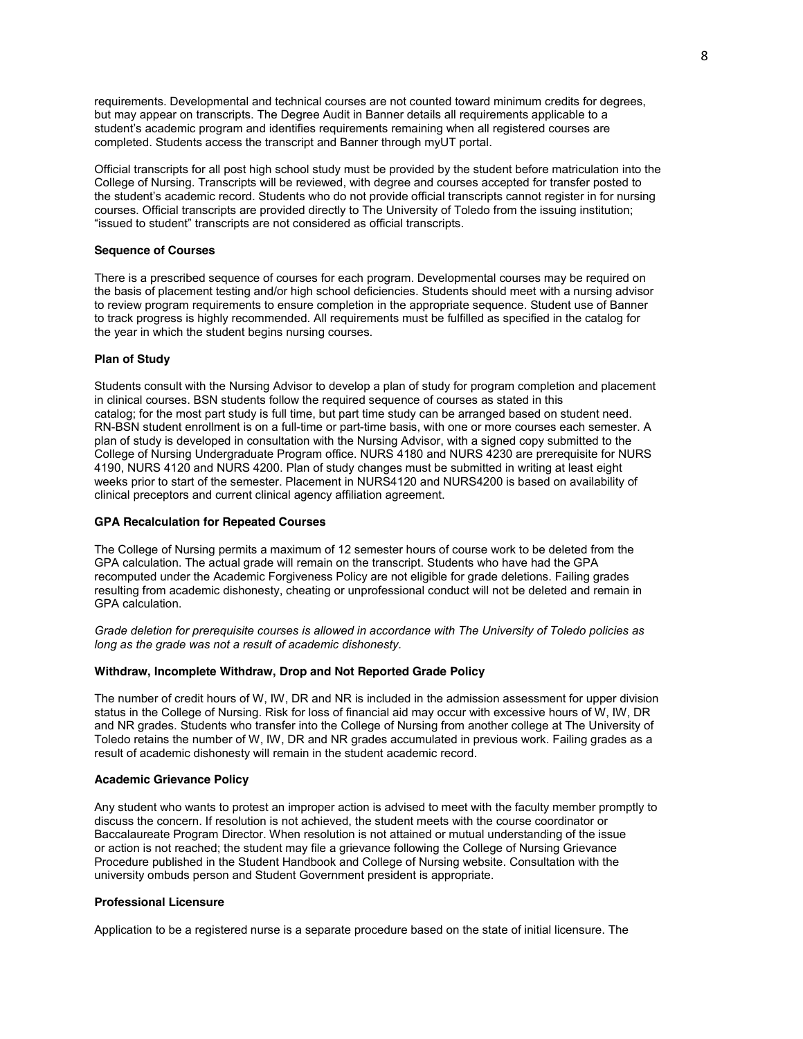requirements. Developmental and technical courses are not counted toward minimum credits for degrees, but may appear on transcripts. The Degree Audit in Banner details all requirements applicable to a student's academic program and identifies requirements remaining when all registered courses are completed. Students access the transcript and Banner through myUT portal.

Official transcripts for all post high school study must be provided by the student before matriculation into the College of Nursing. Transcripts will be reviewed, with degree and courses accepted for transfer posted to the student's academic record. Students who do not provide official transcripts cannot register in for nursing courses. Official transcripts are provided directly to The University of Toledo from the issuing institution; "issued to student" transcripts are not considered as official transcripts.

### Sequence of Courses

There is a prescribed sequence of courses for each program. Developmental courses may be required on the basis of placement testing and/or high school deficiencies. Students should meet with a nursing advisor to review program requirements to ensure completion in the appropriate sequence. Student use of Banner to track progress is highly recommended. All requirements must be fulfilled as specified in the catalog for the year in which the student begins nursing courses.

### Plan of Study

Students consult with the Nursing Advisor to develop a plan of study for program completion and placement in clinical courses. BSN students follow the required sequence of courses as stated in this catalog; for the most part study is full time, but part time study can be arranged based on student need. RN-BSN student enrollment is on a full-time or part-time basis, with one or more courses each semester. A plan of study is developed in consultation with the Nursing Advisor, with a signed copy submitted to the College of Nursing Undergraduate Program office. NURS 4180 and NURS 4230 are prerequisite for NURS 4190, NURS 4120 and NURS 4200. Plan of study changes must be submitted in writing at least eight weeks prior to start of the semester. Placement in NURS4120 and NURS4200 is based on availability of clinical preceptors and current clinical agency affiliation agreement.

### GPA Recalculation for Repeated Courses

The College of Nursing permits a maximum of 12 semester hours of course work to be deleted from the GPA calculation. The actual grade will remain on the transcript. Students who have had the GPA recomputed under the Academic Forgiveness Policy are not eligible for grade deletions. Failing grades resulting from academic dishonesty, cheating or unprofessional conduct will not be deleted and remain in GPA calculation.

*Grade deletion for prerequisite courses is allowed in accordance with The University of Toledo policies as long as the grade was not a result of academic dishonesty.*

### Withdraw, Incomplete Withdraw, Drop and Not Reported Grade Policy

The number of credit hours of W, IW, DR and NR is included in the admission assessment for upper division status in the College of Nursing. Risk for loss of financial aid may occur with excessive hours of W, IW, DR and NR grades. Students who transfer into the College of Nursing from another college at The University of Toledo retains the number of W, IW, DR and NR grades accumulated in previous work. Failing grades as a result of academic dishonesty will remain in the student academic record.

### Academic Grievance Policy

Any student who wants to protest an improper action is advised to meet with the faculty member promptly to discuss the concern. If resolution is not achieved, the student meets with the course coordinator or Baccalaureate Program Director. When resolution is not attained or mutual understanding of the issue or action is not reached; the student may file a grievance following the College of Nursing Grievance Procedure published in the Student Handbook and College of Nursing website. Consultation with the university ombuds person and Student Government president is appropriate.

### Professional Licensure

Application to be a registered nurse is a separate procedure based on the state of initial licensure. The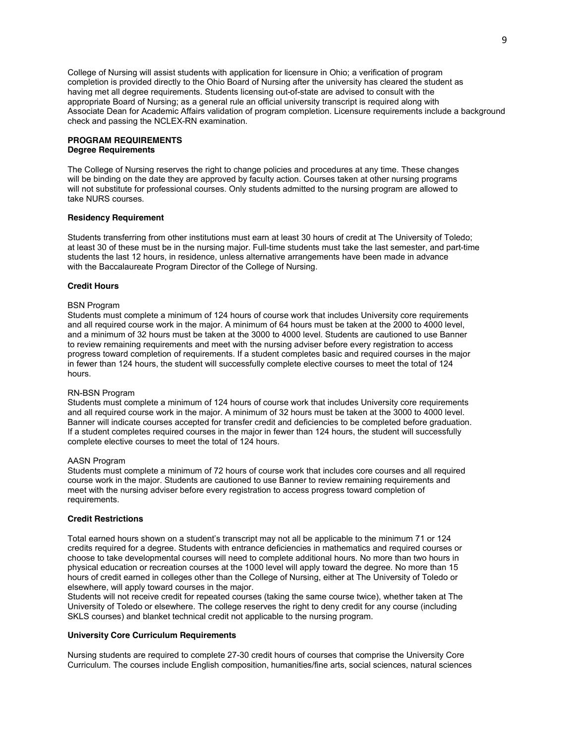College of Nursing will assist students with application for licensure in Ohio; a verification of program completion is provided directly to the Ohio Board of Nursing after the university has cleared the student as having met all degree requirements. Students licensing out-of-state are advised to consult with the appropriate Board of Nursing; as a general rule an official university transcript is required along with Associate Dean for Academic Affairs validation of program completion. Licensure requirements include a background check and passing the NCLEX-RN examination.

## PROGRAM REQUIREMENTS

### Degree Requirements

The College of Nursing reserves the right to change policies and procedures at any time. These changes will be binding on the date they are approved by faculty action. Courses taken at other nursing programs will not substitute for professional courses. Only students admitted to the nursing program are allowed to take NURS courses.

### Residency Requirement

Students transferring from other institutions must earn at least 30 hours of credit at The University of Toledo; at least 30 of these must be in the nursing major. Full-time students must take the last semester, and part-time students the last 12 hours, in residence, unless alternative arrangements have been made in advance with the Baccalaureate Program Director of the College of Nursing.

### Credit Hours

BSN Program

Students must complete a minimum of 124 hours of course work that includes University core requirements and all required course work in the major. A minimum of 64 hours must be taken at the 2000 to 4000 level, and a minimum of 32 hours must be taken at the 3000 to 4000 level. Students are cautioned to use Banner to review remaining requirements and meet with the nursing adviser before every registration to access progress toward completion of requirements. If a student completes basic and required courses in the major in fewer than 124 hours, the student will successfully complete elective courses to meet the total of 124 hours.

RN-BSN Program

Students must complete a minimum of 124 hours of course work that includes University core requirements and all required course work in the major. A minimum of 32 hours must be taken at the 3000 to 4000 level. Banner will indicate courses accepted for transfer credit and deficiencies to be completed before graduation. If a student completes required courses in the major in fewer than 124 hours, the student will successfully complete elective courses to meet the total of 124 hours.

AASN Program

Students must complete a minimum of 72 hours of course work that includes core courses and all required course work in the major. Students are cautioned to use Banner to review remaining requirements and meet with the nursing adviser before every registration to access progress toward completion of requirements.

### Credit Restrictions

Total earned hours shown on a student's transcript may not all be applicable to the minimum 71 or 124 credits required for a degree. Students with entrance deficiencies in mathematics and required courses or choose to take developmental courses will need to complete additional hours. No more than two hours in physical education or recreation courses at the 1000 level will apply toward the degree. No more than 15 hours of credit earned in colleges other than the College of Nursing, either at The University of Toledo or elsewhere, will apply toward courses in the major.

Students will not receive credit for repeated courses (taking the same course twice), whether taken at The University of Toledo or elsewhere. The college reserves the right to deny credit for any course (including SKLS courses) and blanket technical credit not applicable to the nursing program.

### University Core Curriculum Requirements

Nursing students are required to complete 27-30 credit hours of courses that comprise the University Core Curriculum. The courses include English composition, humanities/fine arts, social sciences, natural sciences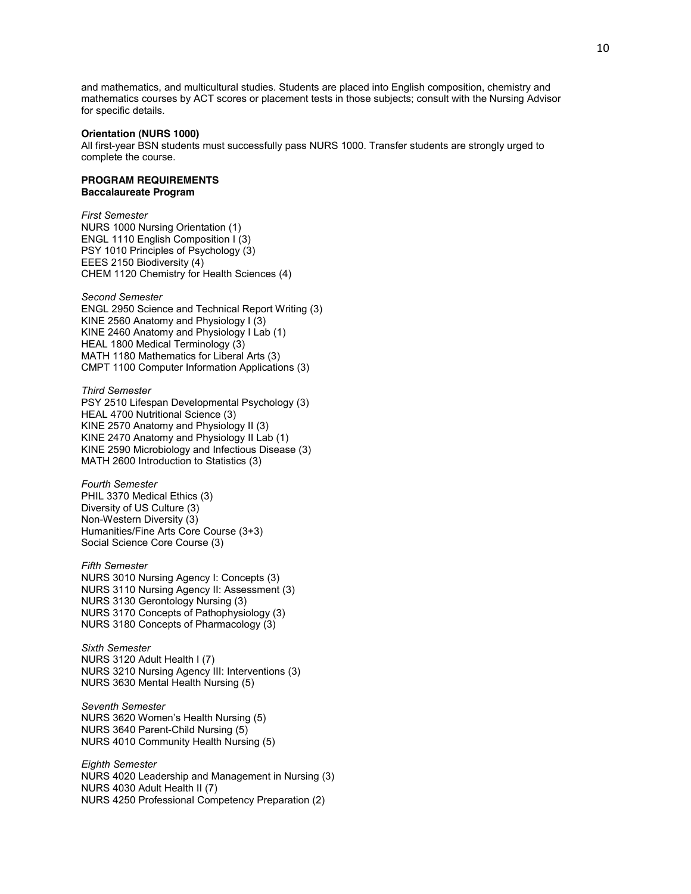and mathematics, and multicultural studies. Students are placed into English composition, chemistry and mathematics courses by ACT scores or placement tests in those subjects; consult with the Nursing Advisor for specific details.

**Orientation (NURS 1000)**

All first-year BSN students must successfully pass NURS 1000. Transfer students are strongly urged to complete the course.

**PROGRAM REQUIREMENTS**
**Baccalaureate Program**

*First Semester*
NURS 1000 Nursing Orientation (1)
ENGL 1110 English Composition I (3)
PSY 1010 Principles of Psychology (3)
EEES 2150 Biodiversity (4)
CHEM 1120 Chemistry for Health Sciences (4)

*Second Semester*
ENGL 2950 Science and Technical Report Writing (3)
KINE 2560 Anatomy and Physiology I (3)
KINE 2460 Anatomy and Physiology I Lab (1)
HEAL 1800 Medical Terminology (3)
MATH 1180 Mathematics for Liberal Arts (3)
CMPT 1100 Computer Information Applications (3)

*Third Semester*
PSY 2510 Lifespan Developmental Psychology (3)
HEAL 4700 Nutritional Science (3)
KINE 2570 Anatomy and Physiology II (3)
KINE 2470 Anatomy and Physiology II Lab (1)
KINE 2590 Microbiology and Infectious Disease (3)
MATH 2600 Introduction to Statistics (3)

*Fourth Semester*
PHIL 3370 Medical Ethics (3)
Diversity of US Culture (3)
Non-Western Diversity (3)
Humanities/Fine Arts Core Course (3+3)
Social Science Core Course (3)

*Fifth Semester*
NURS 3010 Nursing Agency I: Concepts (3)
NURS 3110 Nursing Agency II: Assessment (3)
NURS 3130 Gerontology Nursing (3)
NURS 3170 Concepts of Pathophysiology (3)
NURS 3180 Concepts of Pharmacology (3)

*Sixth Semester*
NURS 3120 Adult Health I (7)
NURS 3210 Nursing Agency III: Interventions (3)
NURS 3630 Mental Health Nursing (5)

*Seventh Semester*
NURS 3620 Women's Health Nursing (5)
NURS 3640 Parent-Child Nursing (5)
NURS 4010 Community Health Nursing (5)

*Eighth Semester*
NURS 4020 Leadership and Management in Nursing (3)
NURS 4030 Adult Health II (7)
NURS 4250 Professional Competency Preparation (2)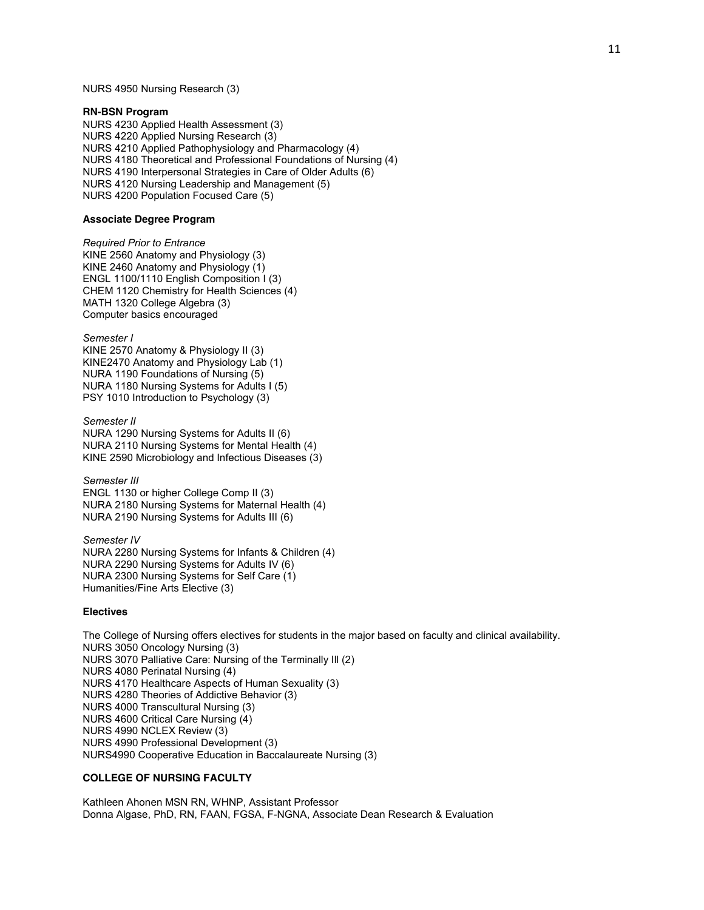NURS 4950 Nursing Research (3)

**RN-BSN Program**

NURS 4230 Applied Health Assessment (3)
NURS 4220 Applied Nursing Research (3)
NURS 4210 Applied Pathophysiology and Pharmacology (4)
NURS 4180 Theoretical and Professional Foundations of Nursing (4)
NURS 4190 Interpersonal Strategies in Care of Older Adults (6)
NURS 4120 Nursing Leadership and Management (5)
NURS 4200 Population Focused Care (5)

**Associate Degree Program**

*Required Prior to Entrance*
KINE 2560 Anatomy and Physiology (3)
KINE 2460 Anatomy and Physiology (1)
ENGL 1100/1110 English Composition I (3)
CHEM 1120 Chemistry for Health Sciences (4)
MATH 1320 College Algebra (3)
Computer basics encouraged

*Semester I*
KINE 2570 Anatomy & Physiology II (3)
KINE2470 Anatomy and Physiology Lab (1)
NURA 1190 Foundations of Nursing (5)
NURA 1180 Nursing Systems for Adults I (5)
PSY 1010 Introduction to Psychology (3)

*Semester II*
NURA 1290 Nursing Systems for Adults II (6)
NURA 2110 Nursing Systems for Mental Health (4)
KINE 2590 Microbiology and Infectious Diseases (3)

*Semester III*
ENGL 1130 or higher College Comp II (3)
NURA 2180 Nursing Systems for Maternal Health (4)
NURA 2190 Nursing Systems for Adults III (6)

*Semester IV*
NURA 2280 Nursing Systems for Infants & Children (4)
NURA 2290 Nursing Systems for Adults IV (6)
NURA 2300 Nursing Systems for Self Care (1)
Humanities/Fine Arts Elective (3)

**Electives**

The College of Nursing offers electives for students in the major based on faculty and clinical availability.
NURS 3050 Oncology Nursing (3)
NURS 3070 Palliative Care: Nursing of the Terminally Ill (2)
NURS 4080 Perinatal Nursing (4)
NURS 4170 Healthcare Aspects of Human Sexuality (3)
NURS 4280 Theories of Addictive Behavior (3)
NURS 4000 Transcultural Nursing (3)
NURS 4600 Critical Care Nursing (4)
NURS 4990 NCLEX Review (3)
NURS 4990 Professional Development (3)
NURS4990 Cooperative Education in Baccalaureate Nursing (3)

**COLLEGE OF NURSING FACULTY**

Kathleen Ahonen MSN RN, WHNP, Assistant Professor
Donna Algase, PhD, RN, FAAN, FGSA, F-NGNA, Associate Dean Research & Evaluation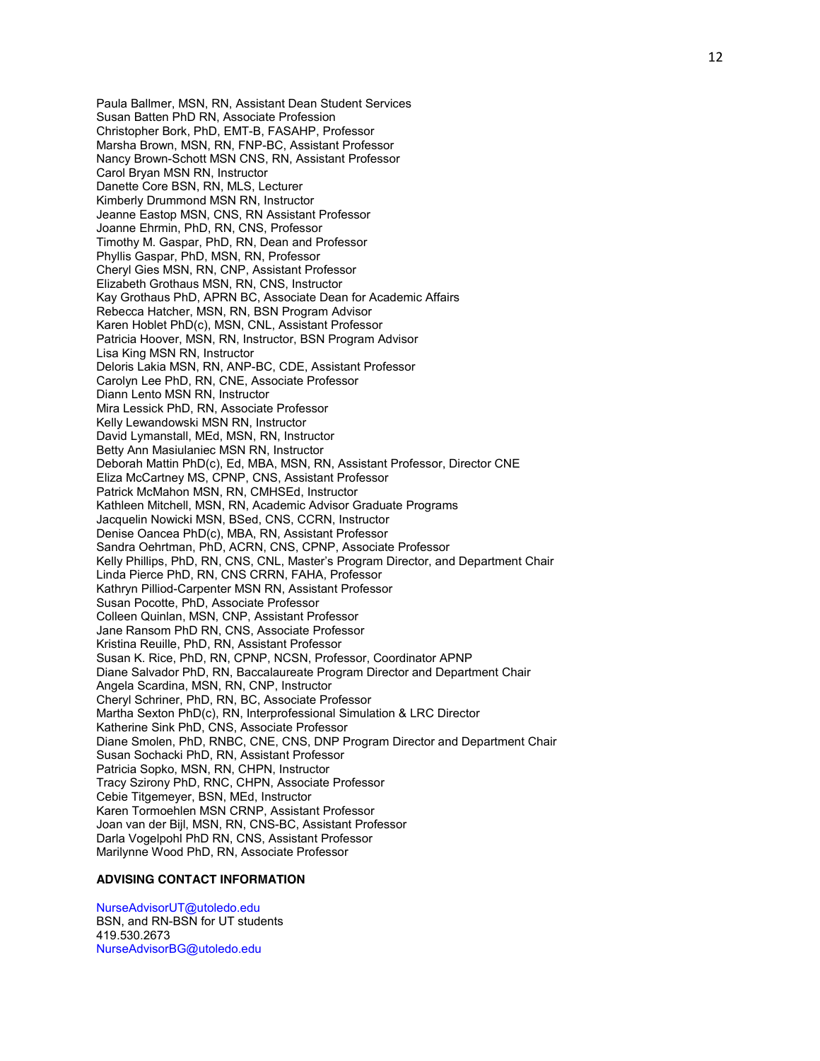Paula Ballmer, MSN, RN, Assistant Dean Student Services
Susan Batten PhD RN, Associate Profession
Christopher Bork, PhD, EMT-B, FASAHP, Professor
Marsha Brown, MSN, RN, FNP-BC, Assistant Professor
Nancy Brown-Schott MSN CNS, RN, Assistant Professor
Carol Bryan MSN RN, Instructor
Danette Core BSN, RN, MLS, Lecturer
Kimberly Drummond MSN RN, Instructor
Jeanne Eastop MSN, CNS, RN Assistant Professor
Joanne Ehrmin, PhD, RN, CNS, Professor
Timothy M. Gaspar, PhD, RN, Dean and Professor
Phyllis Gaspar, PhD, MSN, RN, Professor
Cheryl Gies MSN, RN, CNP, Assistant Professor
Elizabeth Grothaus MSN, RN, CNS, Instructor
Kay Grothaus PhD, APRN BC, Associate Dean for Academic Affairs
Rebecca Hatcher, MSN, RN, BSN Program Advisor
Karen Hoblet PhD(c), MSN, CNL, Assistant Professor
Patricia Hoover, MSN, RN, Instructor, BSN Program Advisor
Lisa King MSN RN, Instructor
Deloris Lakia MSN, RN, ANP-BC, CDE, Assistant Professor
Carolyn Lee PhD, RN, CNE, Associate Professor
Diann Lento MSN RN, Instructor
Mira Lessick PhD, RN, Associate Professor
Kelly Lewandowski MSN RN, Instructor
David Lymanstall, MEd, MSN, RN, Instructor
Betty Ann Masiulaniec MSN RN, Instructor
Deborah Mattin PhD(c), Ed, MBA, MSN, RN, Assistant Professor, Director CNE
Eliza McCartney MS, CPNP, CNS, Assistant Professor
Patrick McMahon MSN, RN, CMHSEd, Instructor
Kathleen Mitchell, MSN, RN, Academic Advisor Graduate Programs
Jacquelin Nowicki MSN, BSed, CNS, CCRN, Instructor
Denise Oancea PhD(c), MBA, RN, Assistant Professor
Sandra Oehrtman, PhD, ACRN, CNS, CPNP, Associate Professor
Kelly Phillips, PhD, RN, CNS, CNL, Master's Program Director, and Department Chair
Linda Pierce PhD, RN, CNS CRRN, FAHA, Professor
Kathryn Pilliod-Carpenter MSN RN, Assistant Professor
Susan Pocotte, PhD, Associate Professor
Colleen Quinlan, MSN, CNP, Assistant Professor
Jane Ransom PhD RN, CNS, Associate Professor
Kristina Reuille, PhD, RN, Assistant Professor
Susan K. Rice, PhD, RN, CPNP, NCSN, Professor, Coordinator APNP
Diane Salvador PhD, RN, Baccalaureate Program Director and Department Chair
Angela Scardina, MSN, RN, CNP, Instructor
Cheryl Schriner, PhD, RN, BC, Associate Professor
Martha Sexton PhD(c), RN, Interprofessional Simulation & LRC Director
Katherine Sink PhD, CNS, Associate Professor
Diane Smolen, PhD, RNBC, CNE, CNS, DNP Program Director and Department Chair
Susan Sochacki PhD, RN, Assistant Professor
Patricia Sopko, MSN, RN, CHPN, Instructor
Tracy Szirony PhD, RNC, CHPN, Associate Professor
Cebie Titgemeyer, BSN, MEd, Instructor
Karen Tormoehlen MSN CRNP, Assistant Professor
Joan van der Bijl, MSN, RN, CNS-BC, Assistant Professor
Darla Vogelpohl PhD RN, CNS, Assistant Professor
Marilynne Wood PhD, RN, Associate Professor

**ADVISING CONTACT INFORMATION**

NurseAdvisorUT@utoledo.edu
BSN, and RN-BSN for UT students
419.530.2673
NurseAdvisorBG@utoledo.edu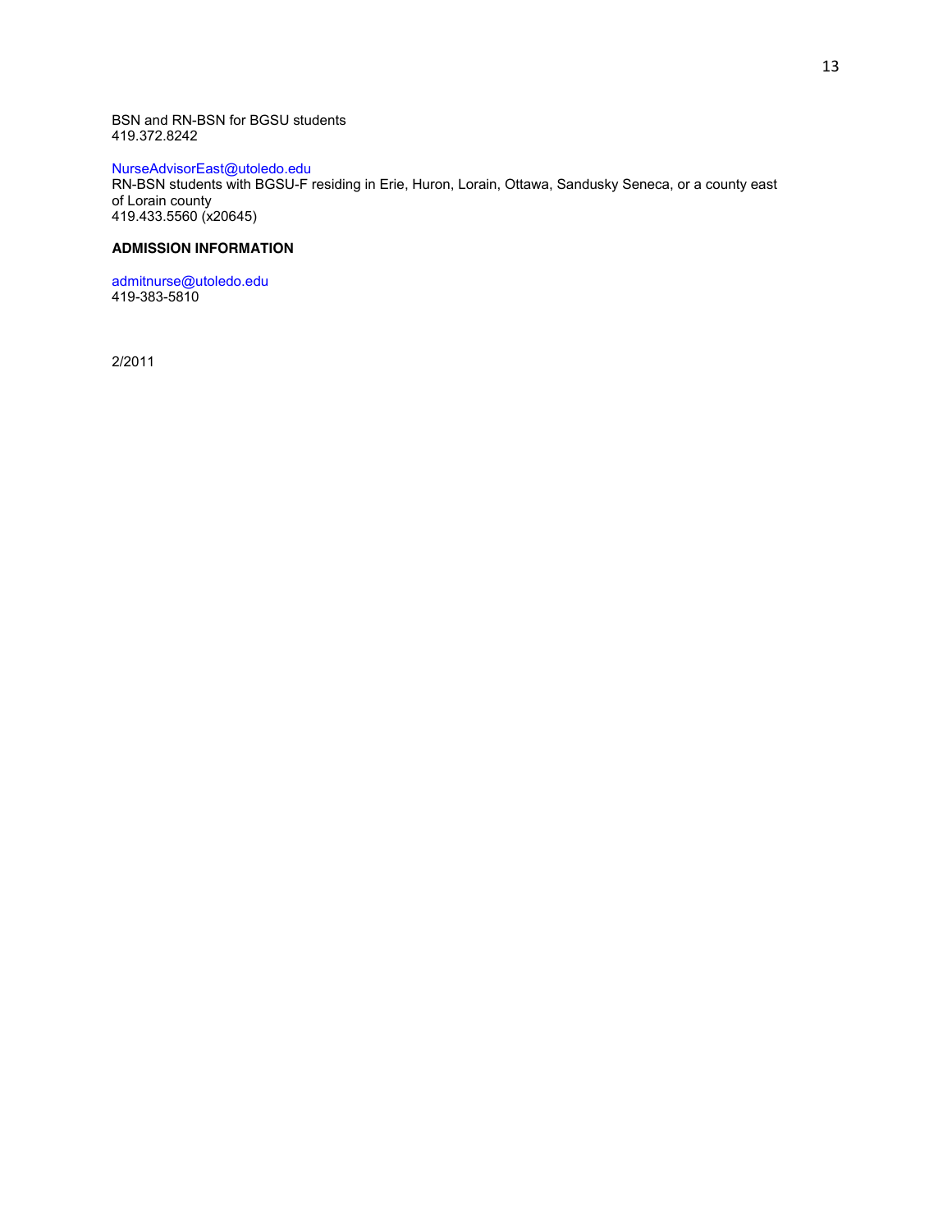BSN and RN-BSN for BGSU students
419.372.8242

NurseAdvisorEast@utoledo.edu
RN-BSN students with BGSU-F residing in Erie, Huron, Lorain, Ottawa, Sandusky Seneca, or a county east of Lorain county
419.433.5560 (x20645)

**ADMISSION INFORMATION**

admitnurse@utoledo.edu
419-383-5810

2/2011